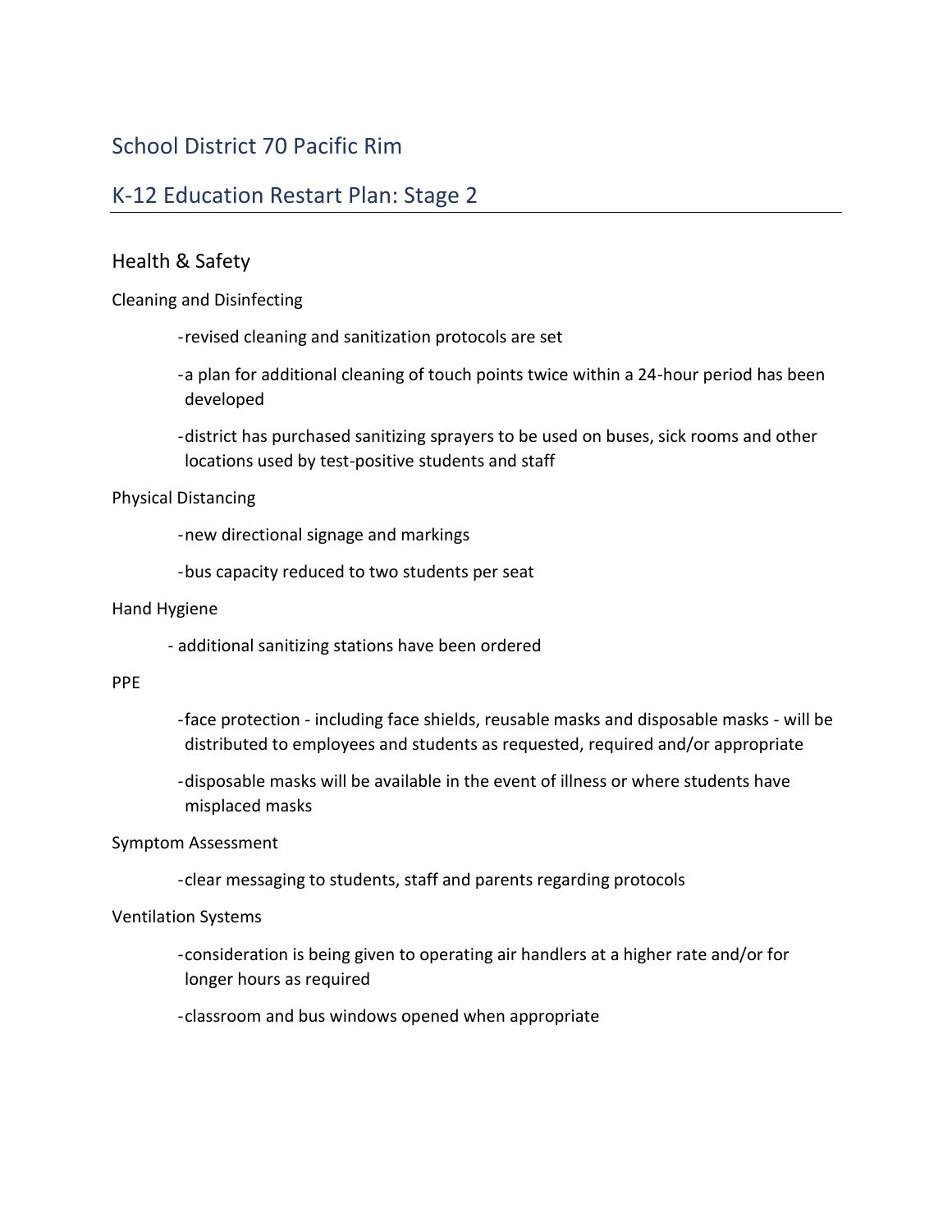# School District 70 Pacific Rim

## K-12 Education Restart Plan: Stage 2

### Health & Safety

Cleaning and Disinfecting

- revised cleaning and sanitization protocols are set
- a plan for additional cleaning of touch points twice within a 24-hour period has been developed
- district has purchased sanitizing sprayers to be used on buses, sick rooms and other locations used by test-positive students and staff

Physical Distancing

- new directional signage and markings
- bus capacity reduced to two students per seat

Hand Hygiene

- additional sanitizing stations have been ordered

PPE

- face protection - including face shields, reusable masks and disposable masks - will be distributed to employees and students as requested, required and/or appropriate
- disposable masks will be available in the event of illness or where students have misplaced masks

Symptom Assessment

- clear messaging to students, staff and parents regarding protocols

Ventilation Systems

- consideration is being given to operating air handlers at a higher rate and/or for longer hours as required
- classroom and bus windows opened when appropriate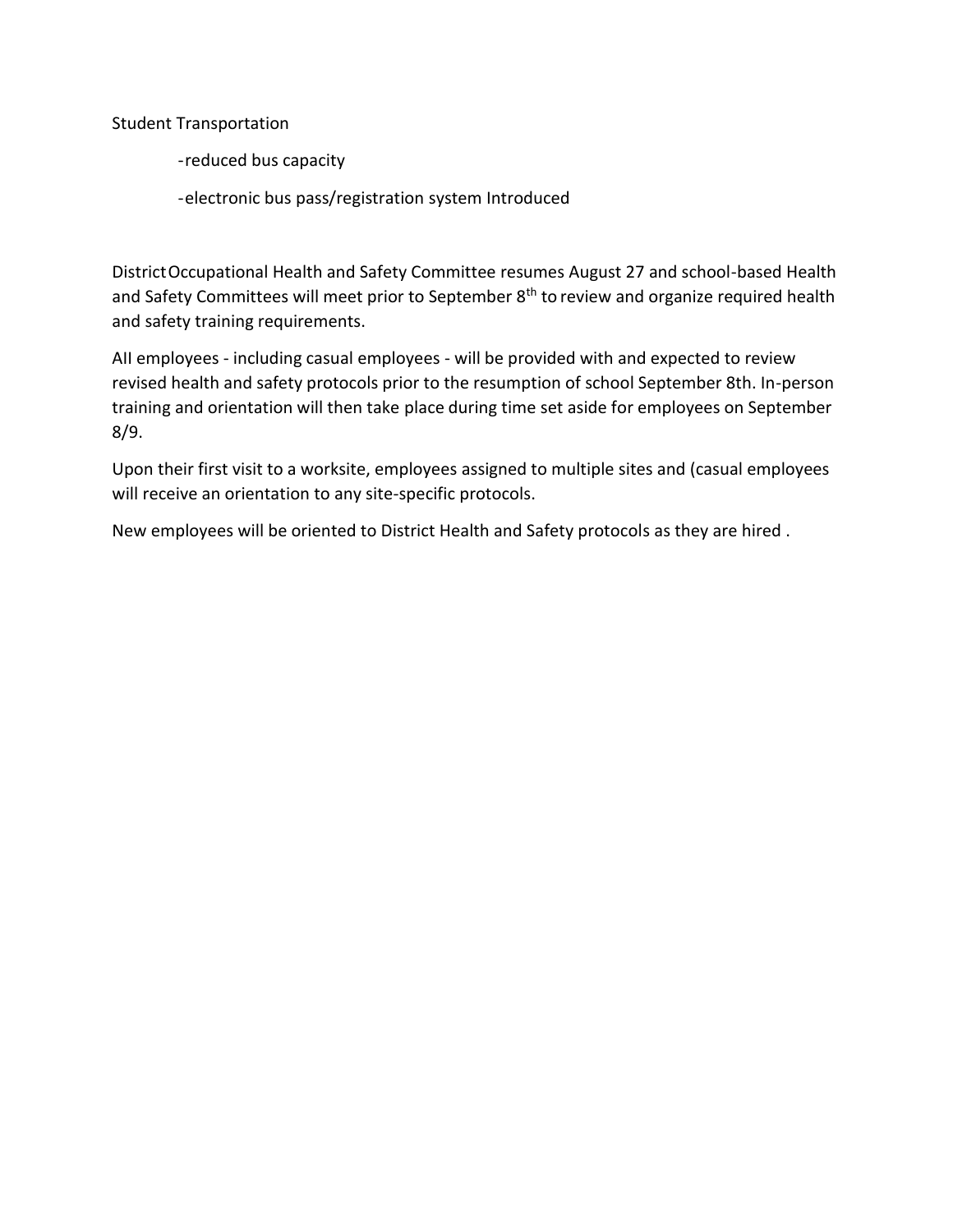Student Transportation

- reduced bus capacity
- electronic bus pass/registration system Introduced

DistrictOccupational Health and Safety Committee resumes August 27 and school-based Health and Safety Committees will meet prior to September 8th to review and organize required health and safety training requirements.

AII employees - including casual employees - will be provided with and expected to review revised health and safety protocols prior to the resumption of school September 8th. In-person training and orientation will then take place during time set aside for employees on September 8/9.

Upon their first visit to a worksite, employees assigned to multiple sites and (casual employees will receive an orientation to any site-specific protocols.

New employees will be oriented to District Health and Safety protocols as they are hired .